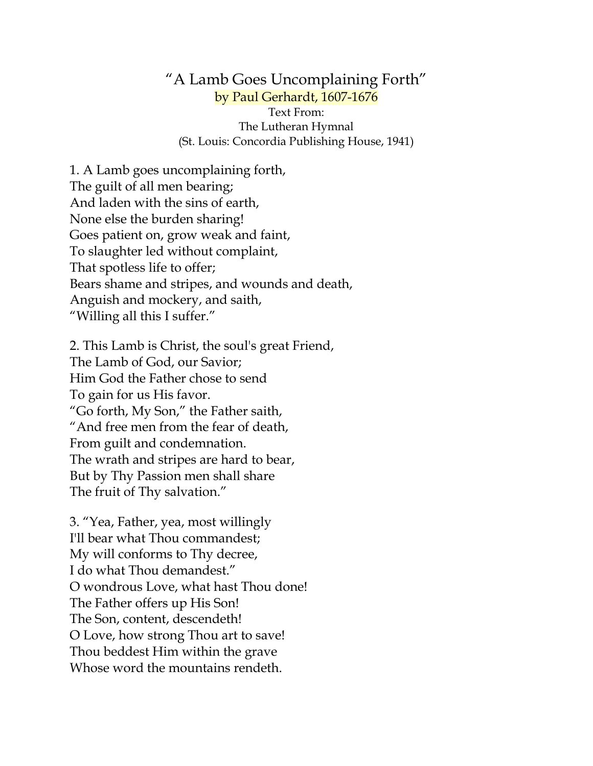# "A Lamb Goes Uncomplaining Forth"

by Paul Gerhardt, 1607-1676

Text From:
The Lutheran Hymnal
(St. Louis: Concordia Publishing House, 1941)

1. A Lamb goes uncomplaining forth,
The guilt of all men bearing;
And laden with the sins of earth,
None else the burden sharing!
Goes patient on, grow weak and faint,
To slaughter led without complaint,
That spotless life to offer;
Bears shame and stripes, and wounds and death,
Anguish and mockery, and saith,
"Willing all this I suffer."

2. This Lamb is Christ, the soul's great Friend,
The Lamb of God, our Savior;
Him God the Father chose to send
To gain for us His favor.
"Go forth, My Son," the Father saith,
"And free men from the fear of death,
From guilt and condemnation.
The wrath and stripes are hard to bear,
But by Thy Passion men shall share
The fruit of Thy salvation."

3. "Yea, Father, yea, most willingly
I'll bear what Thou commandest;
My will conforms to Thy decree,
I do what Thou demandest."
O wondrous Love, what hast Thou done!
The Father offers up His Son!
The Son, content, descendeth!
O Love, how strong Thou art to save!
Thou beddest Him within the grave
Whose word the mountains rendeth.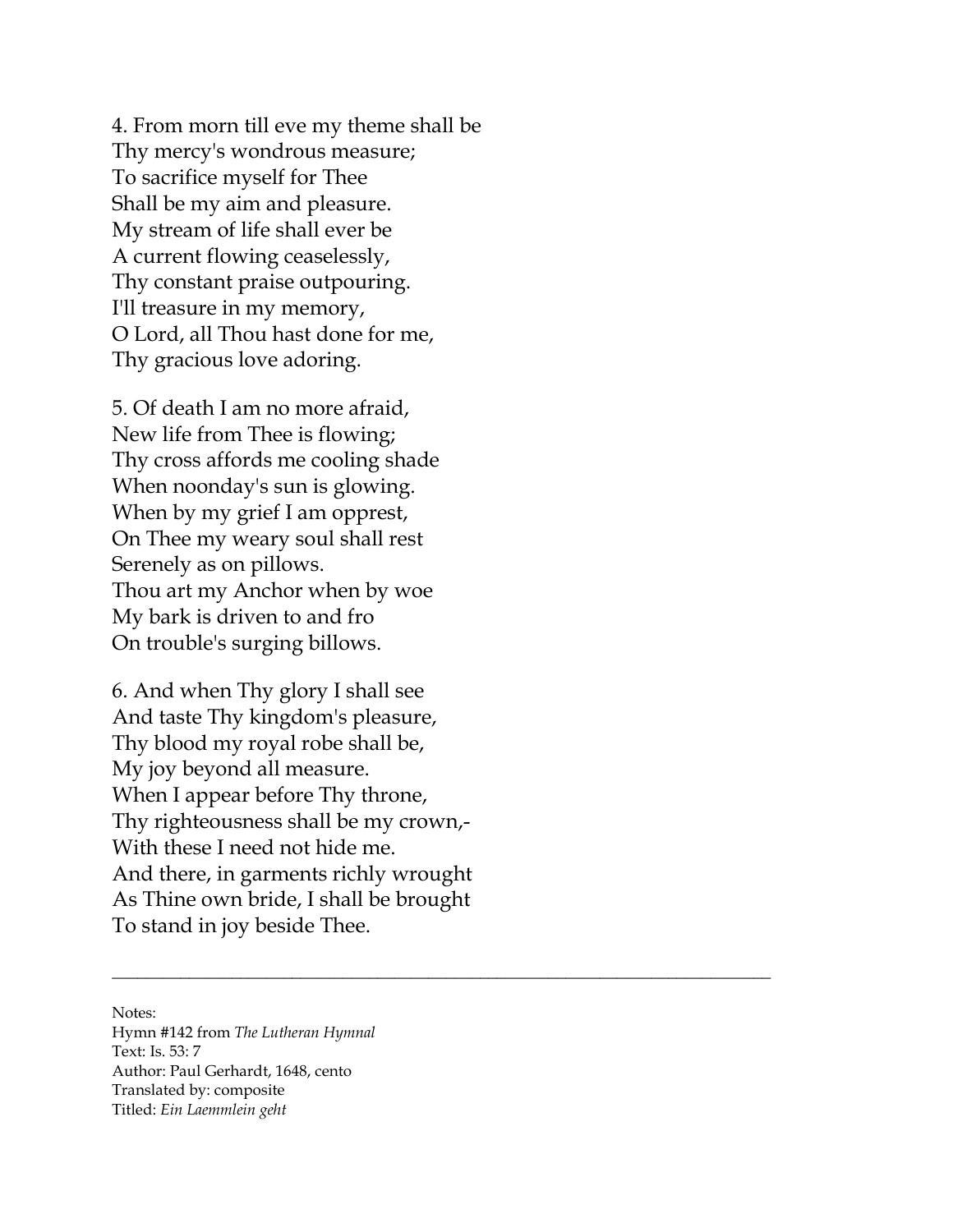4. From morn till eve my theme shall be  
Thy mercy's wondrous measure;  
To sacrifice myself for Thee  
Shall be my aim and pleasure.  
My stream of life shall ever be  
A current flowing ceaselessly,  
Thy constant praise outpouring.  
I'll treasure in my memory,  
O Lord, all Thou hast done for me,  
Thy gracious love adoring.

5. Of death I am no more afraid,  
New life from Thee is flowing;  
Thy cross affords me cooling shade  
When noonday's sun is glowing.  
When by my grief I am opprest,  
On Thee my weary soul shall rest  
Serenely as on pillows.  
Thou art my Anchor when by woe  
My bark is driven to and fro  
On trouble's surging billows.

6. And when Thy glory I shall see  
And taste Thy kingdom's pleasure,  
Thy blood my royal robe shall be,  
My joy beyond all measure.  
When I appear before Thy throne,  
Thy righteousness shall be my crown,-  
With these I need not hide me.  
And there, in garments richly wrought  
As Thine own bride, I shall be brought  
To stand in joy beside Thee.

---

Notes:  
Hymn #142 from *The Lutheran Hymnal*  
Text: Is. 53: 7  
Author: Paul Gerhardt, 1648, cento  
Translated by: composite  
Titled: *Ein Laemmlein geht*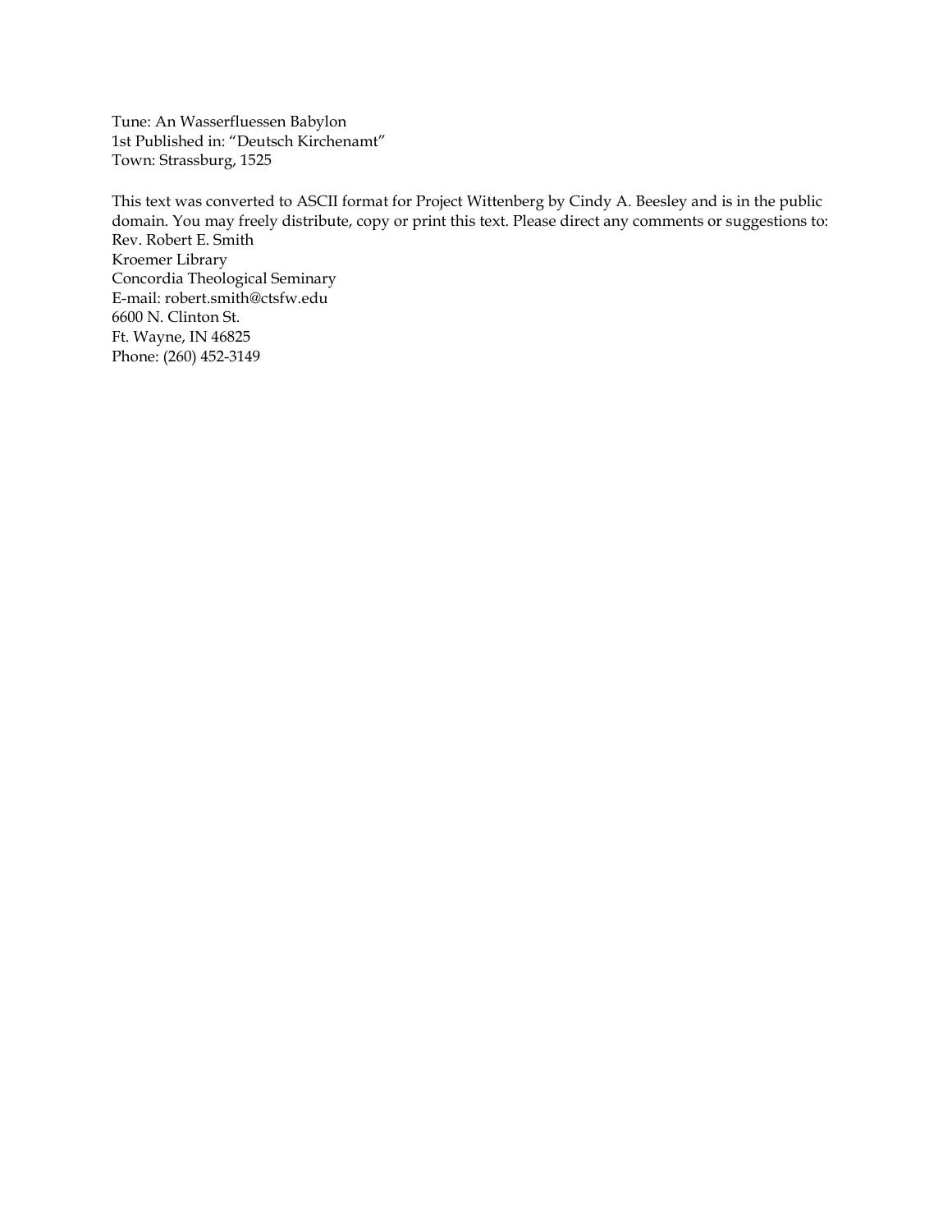Tune: An Wasserfluessen Babylon
1st Published in: "Deutsch Kirchenamt"
Town: Strassburg, 1525

This text was converted to ASCII format for Project Wittenberg by Cindy A. Beesley and is in the public domain. You may freely distribute, copy or print this text. Please direct any comments or suggestions to:
Rev. Robert E. Smith
Kroemer Library
Concordia Theological Seminary
E-mail: robert.smith@ctsfw.edu
6600 N. Clinton St.
Ft. Wayne, IN 46825
Phone: (260) 452-3149